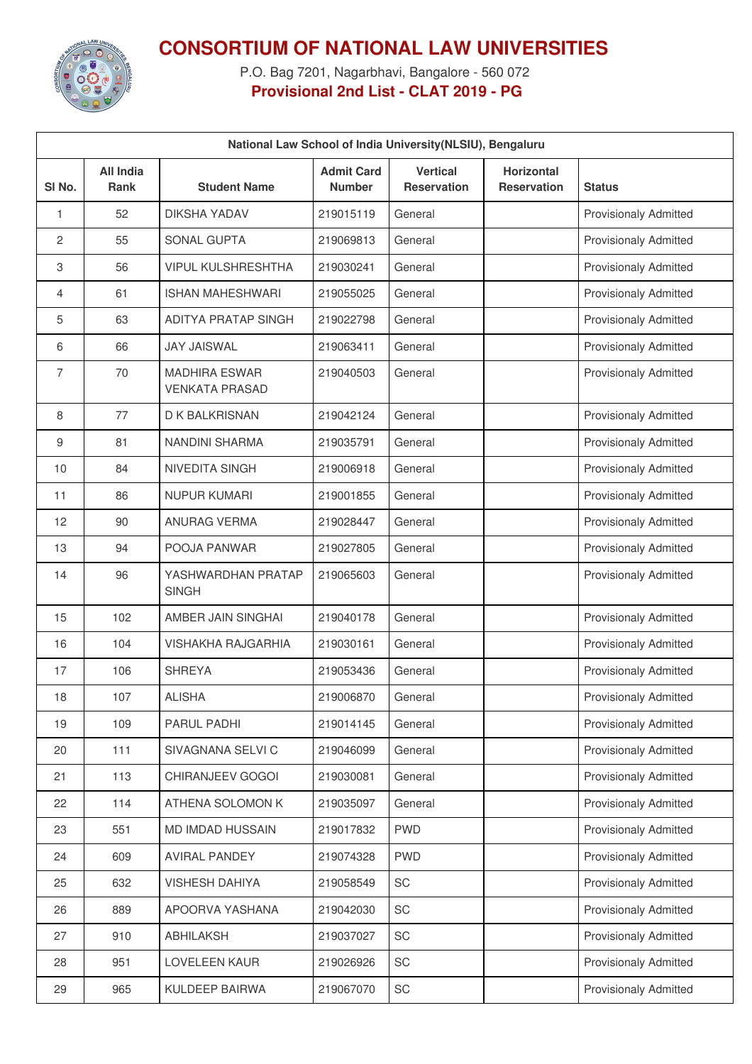# CONSORTIUM OF NATIONAL LAW UNIVERSITIES

P.O. Bag 7201, Nagarbhavi, Bangalore - 560 072

**Provisional 2nd List - CLAT 2019 - PG**

| National Law School of India University(NLSIU), Bengaluru | | | | | | |
|---|---|---|---|---|---|---|
| **Sl No.** | **All India Rank** | **Student Name** | **Admit Card Number** | **Vertical Reservation** | **Horizontal Reservation** | **Status** |
| 1 | 52 | DIKSHA YADAV | 219015119 | General | | Provisionaly Admitted |
| 2 | 55 | SONAL GUPTA | 219069813 | General | | Provisionaly Admitted |
| 3 | 56 | VIPUL KULSHRESHTHA | 219030241 | General | | Provisionaly Admitted |
| 4 | 61 | ISHAN MAHESHWARI | 219055025 | General | | Provisionaly Admitted |
| 5 | 63 | ADITYA PRATAP SINGH | 219022798 | General | | Provisionaly Admitted |
| 6 | 66 | JAY JAISWAL | 219063411 | General | | Provisionaly Admitted |
| 7 | 70 | MADHIRA ESWAR VENKATA PRASAD | 219040503 | General | | Provisionaly Admitted |
| 8 | 77 | D K BALKRISNAN | 219042124 | General | | Provisionaly Admitted |
| 9 | 81 | NANDINI SHARMA | 219035791 | General | | Provisionaly Admitted |
| 10 | 84 | NIVEDITA SINGH | 219006918 | General | | Provisionaly Admitted |
| 11 | 86 | NUPUR KUMARI | 219001855 | General | | Provisionaly Admitted |
| 12 | 90 | ANURAG VERMA | 219028447 | General | | Provisionaly Admitted |
| 13 | 94 | POOJA PANWAR | 219027805 | General | | Provisionaly Admitted |
| 14 | 96 | YASHWARDHAN PRATAP SINGH | 219065603 | General | | Provisionaly Admitted |
| 15 | 102 | AMBER JAIN SINGHAI | 219040178 | General | | Provisionaly Admitted |
| 16 | 104 | VISHAKHA RAJGARHIA | 219030161 | General | | Provisionaly Admitted |
| 17 | 106 | SHREYA | 219053436 | General | | Provisionaly Admitted |
| 18 | 107 | ALISHA | 219006870 | General | | Provisionaly Admitted |
| 19 | 109 | PARUL PADHI | 219014145 | General | | Provisionaly Admitted |
| 20 | 111 | SIVAGNANA SELVI C | 219046099 | General | | Provisionaly Admitted |
| 21 | 113 | CHIRANJEEV GOGOI | 219030081 | General | | Provisionaly Admitted |
| 22 | 114 | ATHENA SOLOMON K | 219035097 | General | | Provisionaly Admitted |
| 23 | 551 | MD IMDAD HUSSAIN | 219017832 | PWD | | Provisionaly Admitted |
| 24 | 609 | AVIRAL PANDEY | 219074328 | PWD | | Provisionaly Admitted |
| 25 | 632 | VISHESH DAHIYA | 219058549 | SC | | Provisionaly Admitted |
| 26 | 889 | APOORVA YASHANA | 219042030 | SC | | Provisionaly Admitted |
| 27 | 910 | ABHILAKSH | 219037027 | SC | | Provisionaly Admitted |
| 28 | 951 | LOVELEEN KAUR | 219026926 | SC | | Provisionaly Admitted |
| 29 | 965 | KULDEEP BAIRWA | 219067070 | SC | | Provisionaly Admitted |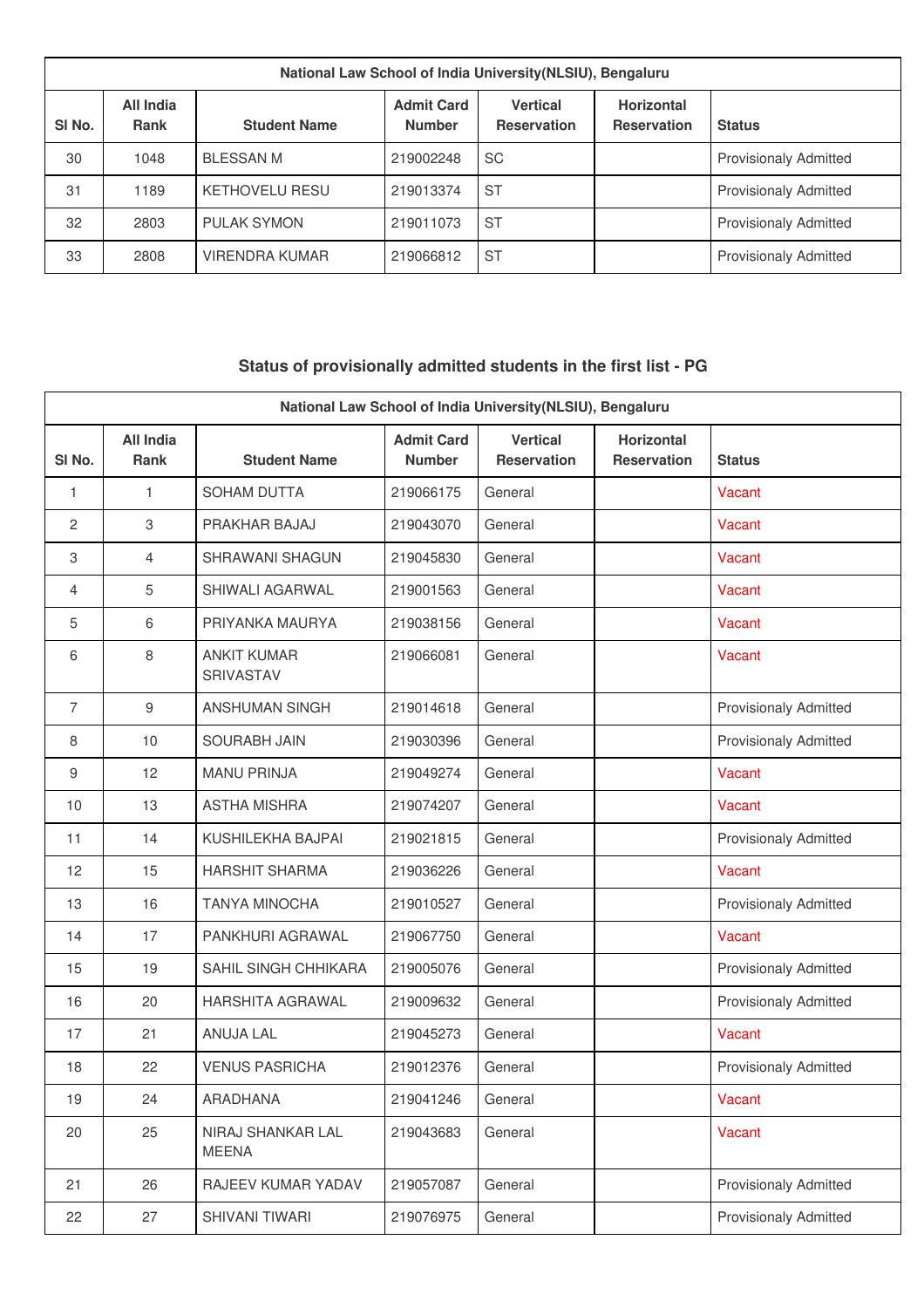| National Law School of India University(NLSIU), Bengaluru | | | | | | |
|---|---|---|---|---|---|---|
| Sl No. | All India Rank | Student Name | Admit Card Number | Vertical Reservation | Horizontal Reservation | Status |
| 30 | 1048 | BLESSAN M | 219002248 | SC | | Provisionaly Admitted |
| 31 | 1189 | KETHOVELU RESU | 219013374 | ST | | Provisionaly Admitted |
| 32 | 2803 | PULAK SYMON | 219011073 | ST | | Provisionaly Admitted |
| 33 | 2808 | VIRENDRA KUMAR | 219066812 | ST | | Provisionaly Admitted |

## Status of provisionally admitted students in the first list - PG

| National Law School of India University(NLSIU), Bengaluru | | | | | | |
|---|---|---|---|---|---|---|
| Sl No. | All India Rank | Student Name | Admit Card Number | Vertical Reservation | Horizontal Reservation | Status |
| 1 | 1 | SOHAM DUTTA | 219066175 | General | | Vacant |
| 2 | 3 | PRAKHAR BAJAJ | 219043070 | General | | Vacant |
| 3 | 4 | SHRAWANI SHAGUN | 219045830 | General | | Vacant |
| 4 | 5 | SHIWALI AGARWAL | 219001563 | General | | Vacant |
| 5 | 6 | PRIYANKA MAURYA | 219038156 | General | | Vacant |
| 6 | 8 | ANKIT KUMAR SRIVASTAV | 219066081 | General | | Vacant |
| 7 | 9 | ANSHUMAN SINGH | 219014618 | General | | Provisionaly Admitted |
| 8 | 10 | SOURABH JAIN | 219030396 | General | | Provisionaly Admitted |
| 9 | 12 | MANU PRINJA | 219049274 | General | | Vacant |
| 10 | 13 | ASTHA MISHRA | 219074207 | General | | Vacant |
| 11 | 14 | KUSHILEKHA BAJPAI | 219021815 | General | | Provisionaly Admitted |
| 12 | 15 | HARSHIT SHARMA | 219036226 | General | | Vacant |
| 13 | 16 | TANYA MINOCHA | 219010527 | General | | Provisionaly Admitted |
| 14 | 17 | PANKHURI AGRAWAL | 219067750 | General | | Vacant |
| 15 | 19 | SAHIL SINGH CHHIKARA | 219005076 | General | | Provisionaly Admitted |
| 16 | 20 | HARSHITA AGRAWAL | 219009632 | General | | Provisionaly Admitted |
| 17 | 21 | ANUJA LAL | 219045273 | General | | Vacant |
| 18 | 22 | VENUS PASRICHA | 219012376 | General | | Provisionaly Admitted |
| 19 | 24 | ARADHANA | 219041246 | General | | Vacant |
| 20 | 25 | NIRAJ SHANKAR LAL MEENA | 219043683 | General | | Vacant |
| 21 | 26 | RAJEEV KUMAR YADAV | 219057087 | General | | Provisionaly Admitted |
| 22 | 27 | SHIVANI TIWARI | 219076975 | General | | Provisionaly Admitted |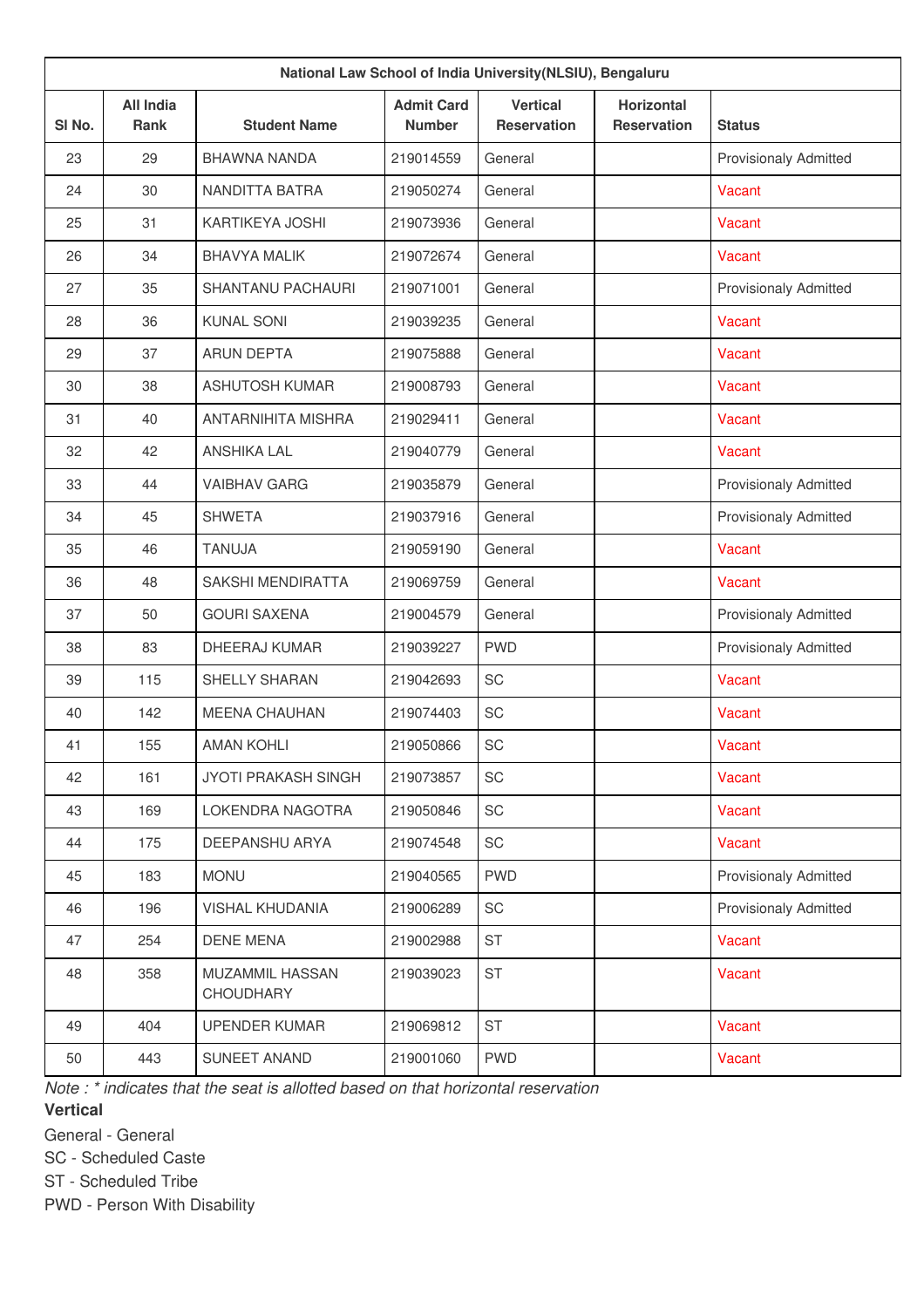| National Law School of India University(NLSIU), Bengaluru | | | | | | |
|---|---|---|---|---|---|---|
| Sl No. | All India Rank | Student Name | Admit Card Number | Vertical Reservation | Horizontal Reservation | Status |
| 23 | 29 | BHAWNA NANDA | 219014559 | General | | Provisionaly Admitted |
| 24 | 30 | NANDITTA BATRA | 219050274 | General | | Vacant |
| 25 | 31 | KARTIKEYA JOSHI | 219073936 | General | | Vacant |
| 26 | 34 | BHAVYA MALIK | 219072674 | General | | Vacant |
| 27 | 35 | SHANTANU PACHAURI | 219071001 | General | | Provisionaly Admitted |
| 28 | 36 | KUNAL SONI | 219039235 | General | | Vacant |
| 29 | 37 | ARUN DEPTA | 219075888 | General | | Vacant |
| 30 | 38 | ASHUTOSH KUMAR | 219008793 | General | | Vacant |
| 31 | 40 | ANTARNIHITA MISHRA | 219029411 | General | | Vacant |
| 32 | 42 | ANSHIKA LAL | 219040779 | General | | Vacant |
| 33 | 44 | VAIBHAV GARG | 219035879 | General | | Provisionaly Admitted |
| 34 | 45 | SHWETA | 219037916 | General | | Provisionaly Admitted |
| 35 | 46 | TANUJA | 219059190 | General | | Vacant |
| 36 | 48 | SAKSHI MENDIRATTA | 219069759 | General | | Vacant |
| 37 | 50 | GOURI SAXENA | 219004579 | General | | Provisionaly Admitted |
| 38 | 83 | DHEERAJ KUMAR | 219039227 | PWD | | Provisionaly Admitted |
| 39 | 115 | SHELLY SHARAN | 219042693 | SC | | Vacant |
| 40 | 142 | MEENA CHAUHAN | 219074403 | SC | | Vacant |
| 41 | 155 | AMAN KOHLI | 219050866 | SC | | Vacant |
| 42 | 161 | JYOTI PRAKASH SINGH | 219073857 | SC | | Vacant |
| 43 | 169 | LOKENDRA NAGOTRA | 219050846 | SC | | Vacant |
| 44 | 175 | DEEPANSHU ARYA | 219074548 | SC | | Vacant |
| 45 | 183 | MONU | 219040565 | PWD | | Provisionaly Admitted |
| 46 | 196 | VISHAL KHUDANIA | 219006289 | SC | | Provisionaly Admitted |
| 47 | 254 | DENE MENA | 219002988 | ST | | Vacant |
| 48 | 358 | MUZAMMIL HASSAN CHOUDHARY | 219039023 | ST | | Vacant |
| 49 | 404 | UPENDER KUMAR | 219069812 | ST | | Vacant |
| 50 | 443 | SUNEET ANAND | 219001060 | PWD | | Vacant |

*Note : * indicates that the seat is allotted based on that horizontal reservation*

**Vertical**

General - General

SC - Scheduled Caste

ST - Scheduled Tribe

PWD - Person With Disability